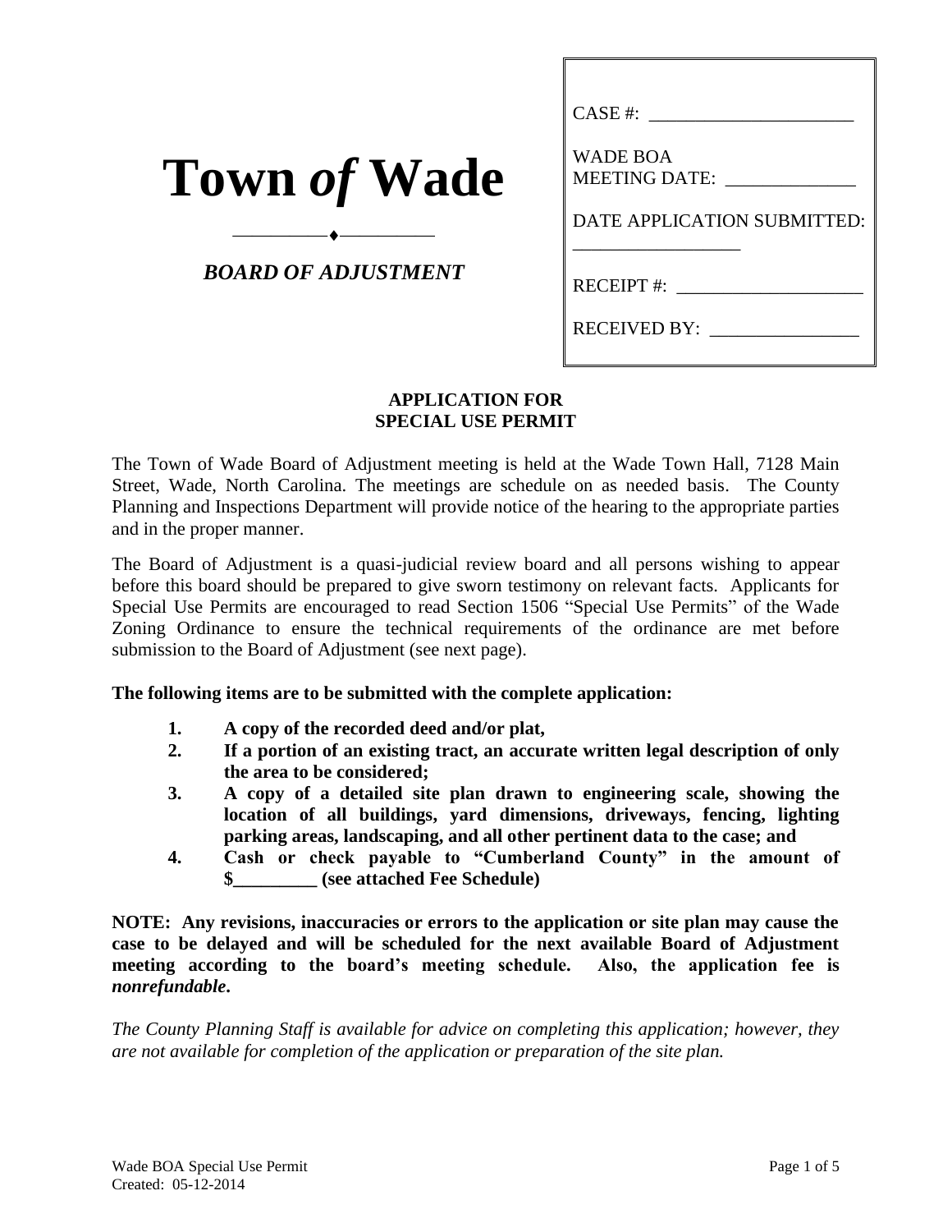# Town *of* Wade

## *BOARD OF ADJUSTMENT*

CASE #: ______________________

WADE BOA
MEETING DATE: ______________

DATE APPLICATION SUBMITTED: __________________

RECEIPT #: ____________________

RECEIVED BY: ________________

### APPLICATION FOR SPECIAL USE PERMIT

The Town of Wade Board of Adjustment meeting is held at the Wade Town Hall, 7128 Main Street, Wade, North Carolina. The meetings are schedule on as needed basis. The County Planning and Inspections Department will provide notice of the hearing to the appropriate parties and in the proper manner.

The Board of Adjustment is a quasi-judicial review board and all persons wishing to appear before this board should be prepared to give sworn testimony on relevant facts. Applicants for Special Use Permits are encouraged to read Section 1506 "Special Use Permits" of the Wade Zoning Ordinance to ensure the technical requirements of the ordinance are met before submission to the Board of Adjustment (see next page).

**The following items are to be submitted with the complete application:**

1. **A copy of the recorded deed and/or plat,**
2. **If a portion of an existing tract, an accurate written legal description of only the area to be considered;**
3. **A copy of a detailed site plan drawn to engineering scale, showing the location of all buildings, yard dimensions, driveways, fencing, lighting parking areas, landscaping, and all other pertinent data to the case; and**
4. **Cash or check payable to "Cumberland County" in the amount of $_________ (see attached Fee Schedule)**

**NOTE: Any revisions, inaccuracies or errors to the application or site plan may cause the case to be delayed and will be scheduled for the next available Board of Adjustment meeting according to the board's meeting schedule. Also, the application fee is *nonrefundable*.**

*The County Planning Staff is available for advice on completing this application; however, they are not available for completion of the application or preparation of the site plan.*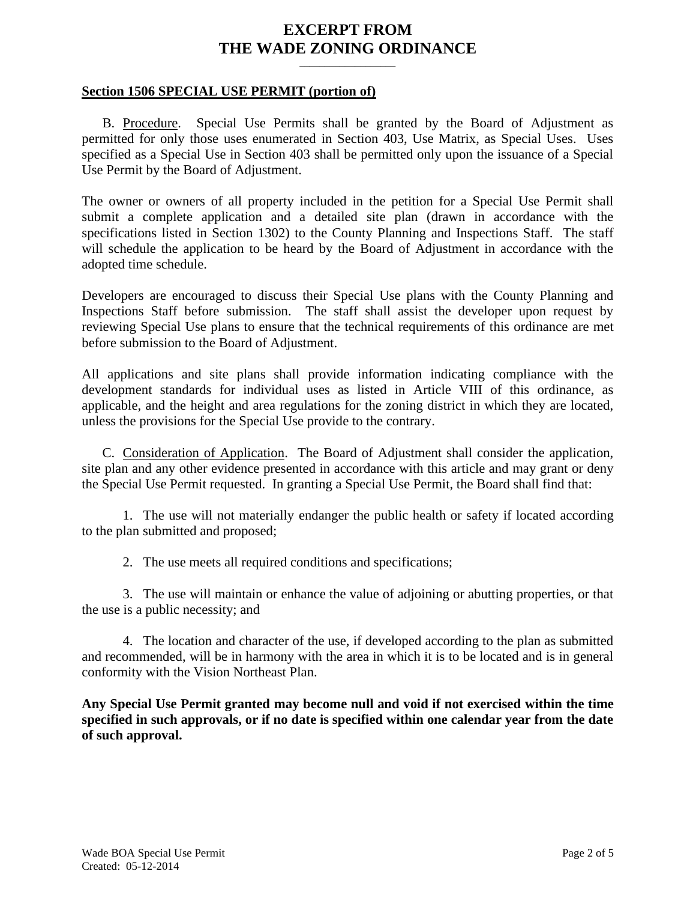# EXCERPT FROM THE WADE ZONING ORDINANCE

**Section 1506 SPECIAL USE PERMIT (portion of)**

B. Procedure. Special Use Permits shall be granted by the Board of Adjustment as permitted for only those uses enumerated in Section 403, Use Matrix, as Special Uses. Uses specified as a Special Use in Section 403 shall be permitted only upon the issuance of a Special Use Permit by the Board of Adjustment.

The owner or owners of all property included in the petition for a Special Use Permit shall submit a complete application and a detailed site plan (drawn in accordance with the specifications listed in Section 1302) to the County Planning and Inspections Staff. The staff will schedule the application to be heard by the Board of Adjustment in accordance with the adopted time schedule.

Developers are encouraged to discuss their Special Use plans with the County Planning and Inspections Staff before submission. The staff shall assist the developer upon request by reviewing Special Use plans to ensure that the technical requirements of this ordinance are met before submission to the Board of Adjustment.

All applications and site plans shall provide information indicating compliance with the development standards for individual uses as listed in Article VIII of this ordinance, as applicable, and the height and area regulations for the zoning district in which they are located, unless the provisions for the Special Use provide to the contrary.

C. Consideration of Application. The Board of Adjustment shall consider the application, site plan and any other evidence presented in accordance with this article and may grant or deny the Special Use Permit requested. In granting a Special Use Permit, the Board shall find that:

1. The use will not materially endanger the public health or safety if located according to the plan submitted and proposed;

2. The use meets all required conditions and specifications;

3. The use will maintain or enhance the value of adjoining or abutting properties, or that the use is a public necessity; and

4. The location and character of the use, if developed according to the plan as submitted and recommended, will be in harmony with the area in which it is to be located and is in general conformity with the Vision Northeast Plan.

**Any Special Use Permit granted may become null and void if not exercised within the time specified in such approvals, or if no date is specified within one calendar year from the date of such approval.**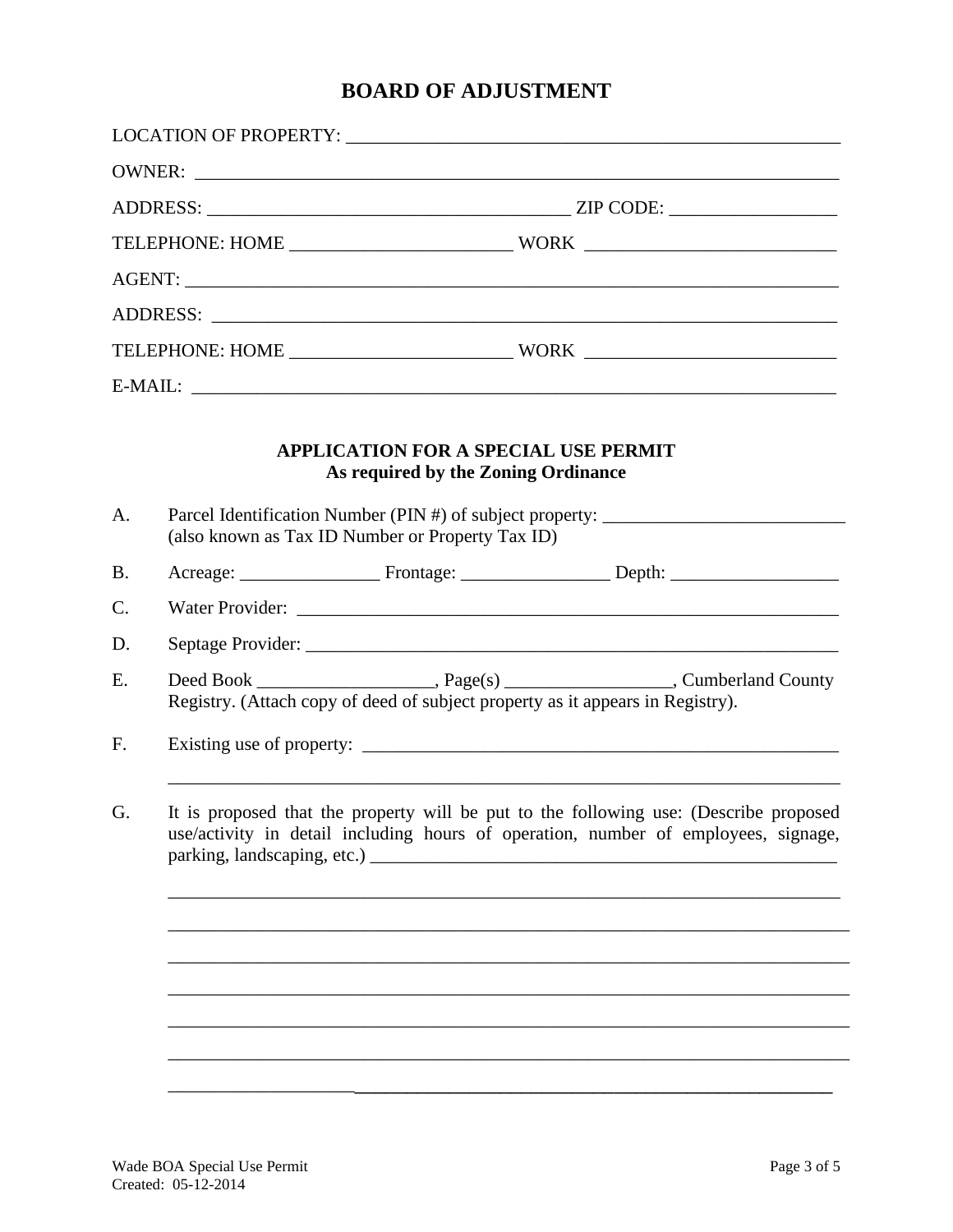# BOARD OF ADJUSTMENT

LOCATION OF PROPERTY: ______________________________________________________

OWNER: ________________________________________________________________________

ADDRESS: ________________________________________ ZIP CODE: __________________

TELEPHONE: HOME _______________________ WORK ___________________________

AGENT: ________________________________________________________________________

ADDRESS: ______________________________________________________________________

TELEPHONE: HOME _______________________ WORK ___________________________

E-MAIL: _______________________________________________________________________

### APPLICATION FOR A SPECIAL USE PERMIT
**As required by the Zoning Ordinance**

A. Parcel Identification Number (PIN #) of subject property: __________________________
(also known as Tax ID Number or Property Tax ID)

B. Acreage: _______________ Frontage: ________________ Depth: __________________

C. Water Provider: _____________________________________________________________

D. Septage Provider: ___________________________________________________________

E. Deed Book ___________________, Page(s) _________________, Cumberland County Registry. (Attach copy of deed of subject property as it appears in Registry).

F. Existing use of property: _____________________________________________________

_________________________________________________________________________

G. It is proposed that the property will be put to the following use: (Describe proposed use/activity in detail including hours of operation, number of employees, signage, parking, landscaping, etc.) _____________________________________________________

_________________________________________________________________________

_________________________________________________________________________

_________________________________________________________________________

_________________________________________________________________________

_________________________________________________________________________

_________________________________________________________________________

_________________________________________________________________________

Wade BOA Special Use Permit
Created: 05-12-2014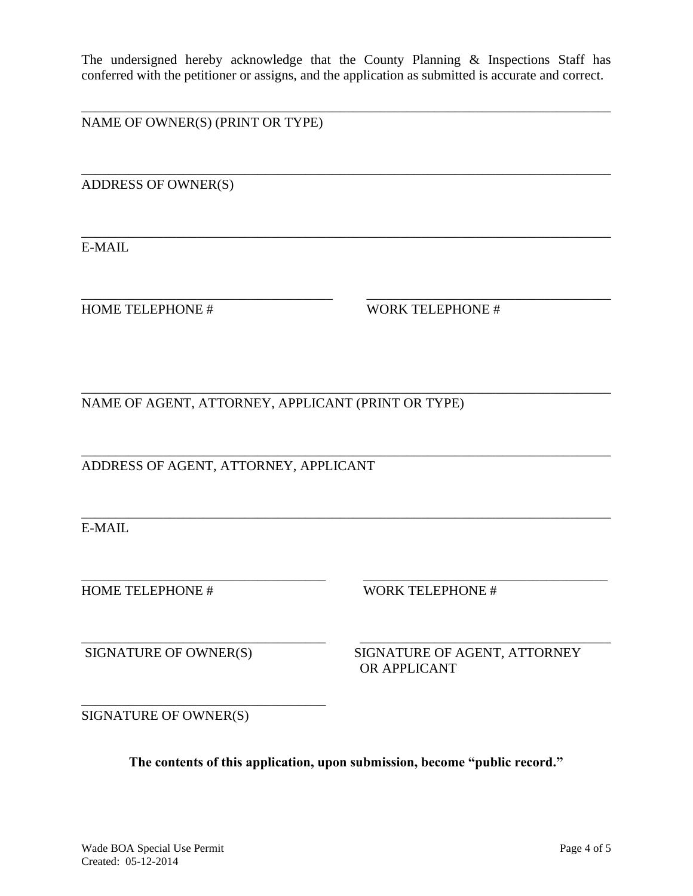The undersigned hereby acknowledge that the County Planning & Inspections Staff has conferred with the petitioner or assigns, and the application as submitted is accurate and correct.

\_\_\_\_\_\_\_\_\_\_\_\_\_\_\_\_\_\_\_\_\_\_\_\_\_\_\_\_\_\_\_\_\_\_\_\_\_\_\_\_\_\_\_\_\_\_\_\_\_\_\_\_\_\_\_\_\_\_\_\_\_\_\_\_\_\_\_\_\_\_\_\_\_\_\_\_
NAME OF OWNER(S) (PRINT OR TYPE)

\_\_\_\_\_\_\_\_\_\_\_\_\_\_\_\_\_\_\_\_\_\_\_\_\_\_\_\_\_\_\_\_\_\_\_\_\_\_\_\_\_\_\_\_\_\_\_\_\_\_\_\_\_\_\_\_\_\_\_\_\_\_\_\_\_\_\_\_\_\_\_\_\_\_\_\_
ADDRESS OF OWNER(S)

\_\_\_\_\_\_\_\_\_\_\_\_\_\_\_\_\_\_\_\_\_\_\_\_\_\_\_\_\_\_\_\_\_\_\_\_\_\_\_\_\_\_\_\_\_\_\_\_\_\_\_\_\_\_\_\_\_\_\_\_\_\_\_\_\_\_\_\_\_\_\_\_\_\_\_\_
E-MAIL

\_\_\_\_\_\_\_\_\_\_\_\_\_\_\_\_\_\_\_\_\_\_\_\_\_\_\_\_\_\_\_\_\_\_\_\_ \_\_\_\_\_\_\_\_\_\_\_\_\_\_\_\_\_\_\_\_\_\_\_\_\_\_\_\_\_\_\_\_\_\_\_\_
HOME TELEPHONE # WORK TELEPHONE #

\_\_\_\_\_\_\_\_\_\_\_\_\_\_\_\_\_\_\_\_\_\_\_\_\_\_\_\_\_\_\_\_\_\_\_\_\_\_\_\_\_\_\_\_\_\_\_\_\_\_\_\_\_\_\_\_\_\_\_\_\_\_\_\_\_\_\_\_\_\_\_\_\_\_\_\_
NAME OF AGENT, ATTORNEY, APPLICANT (PRINT OR TYPE)

\_\_\_\_\_\_\_\_\_\_\_\_\_\_\_\_\_\_\_\_\_\_\_\_\_\_\_\_\_\_\_\_\_\_\_\_\_\_\_\_\_\_\_\_\_\_\_\_\_\_\_\_\_\_\_\_\_\_\_\_\_\_\_\_\_\_\_\_\_\_\_\_\_\_\_\_
ADDRESS OF AGENT, ATTORNEY, APPLICANT

\_\_\_\_\_\_\_\_\_\_\_\_\_\_\_\_\_\_\_\_\_\_\_\_\_\_\_\_\_\_\_\_\_\_\_\_\_\_\_\_\_\_\_\_\_\_\_\_\_\_\_\_\_\_\_\_\_\_\_\_\_\_\_\_\_\_\_\_\_\_\_\_\_\_\_\_
E-MAIL

\_\_\_\_\_\_\_\_\_\_\_\_\_\_\_\_\_\_\_\_\_\_\_\_\_\_\_\_\_\_\_\_\_\_\_\_ \_\_\_\_\_\_\_\_\_\_\_\_\_\_\_\_\_\_\_\_\_\_\_\_\_\_\_\_\_\_\_\_\_\_\_\_
HOME TELEPHONE # WORK TELEPHONE #

\_\_\_\_\_\_\_\_\_\_\_\_\_\_\_\_\_\_\_\_\_\_\_\_\_\_\_\_\_\_\_\_\_\_\_\_ \_\_\_\_\_\_\_\_\_\_\_\_\_\_\_\_\_\_\_\_\_\_\_\_\_\_\_\_\_\_\_\_\_\_\_\_
SIGNATURE OF OWNER(S) SIGNATURE OF AGENT, ATTORNEY OR APPLICANT

\_\_\_\_\_\_\_\_\_\_\_\_\_\_\_\_\_\_\_\_\_\_\_\_\_\_\_\_\_\_\_\_\_\_\_\_
SIGNATURE OF OWNER(S)

**The contents of this application, upon submission, become "public record."**

Wade BOA Special Use Permit
Created: 05-12-2014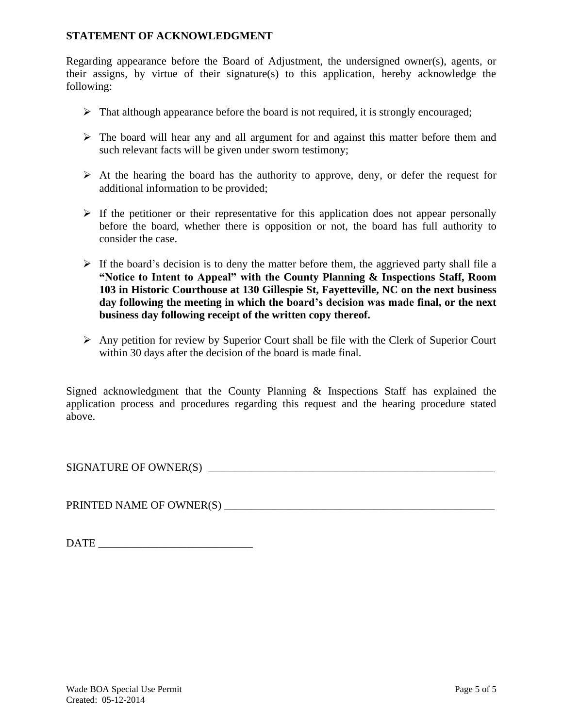**STATEMENT OF ACKNOWLEDGMENT**

Regarding appearance before the Board of Adjustment, the undersigned owner(s), agents, or their assigns, by virtue of their signature(s) to this application, hereby acknowledge the following:

- That although appearance before the board is not required, it is strongly encouraged;
- The board will hear any and all argument for and against this matter before them and such relevant facts will be given under sworn testimony;
- At the hearing the board has the authority to approve, deny, or defer the request for additional information to be provided;
- If the petitioner or their representative for this application does not appear personally before the board, whether there is opposition or not, the board has full authority to consider the case.
- If the board's decision is to deny the matter before them, the aggrieved party shall file a **"Notice to Intent to Appeal" with the County Planning & Inspections Staff, Room 103 in Historic Courthouse at 130 Gillespie St, Fayetteville, NC on the next business day following the meeting in which the board's decision was made final, or the next business day following receipt of the written copy thereof.**
- Any petition for review by Superior Court shall be file with the Clerk of Superior Court within 30 days after the decision of the board is made final.

Signed acknowledgment that the County Planning & Inspections Staff has explained the application process and procedures regarding this request and the hearing procedure stated above.

SIGNATURE OF OWNER(S) ______________________________________________________

PRINTED NAME OF OWNER(S) __________________________________________________

DATE ____________________________

Wade BOA Special Use Permit
Created: 05-12-2014